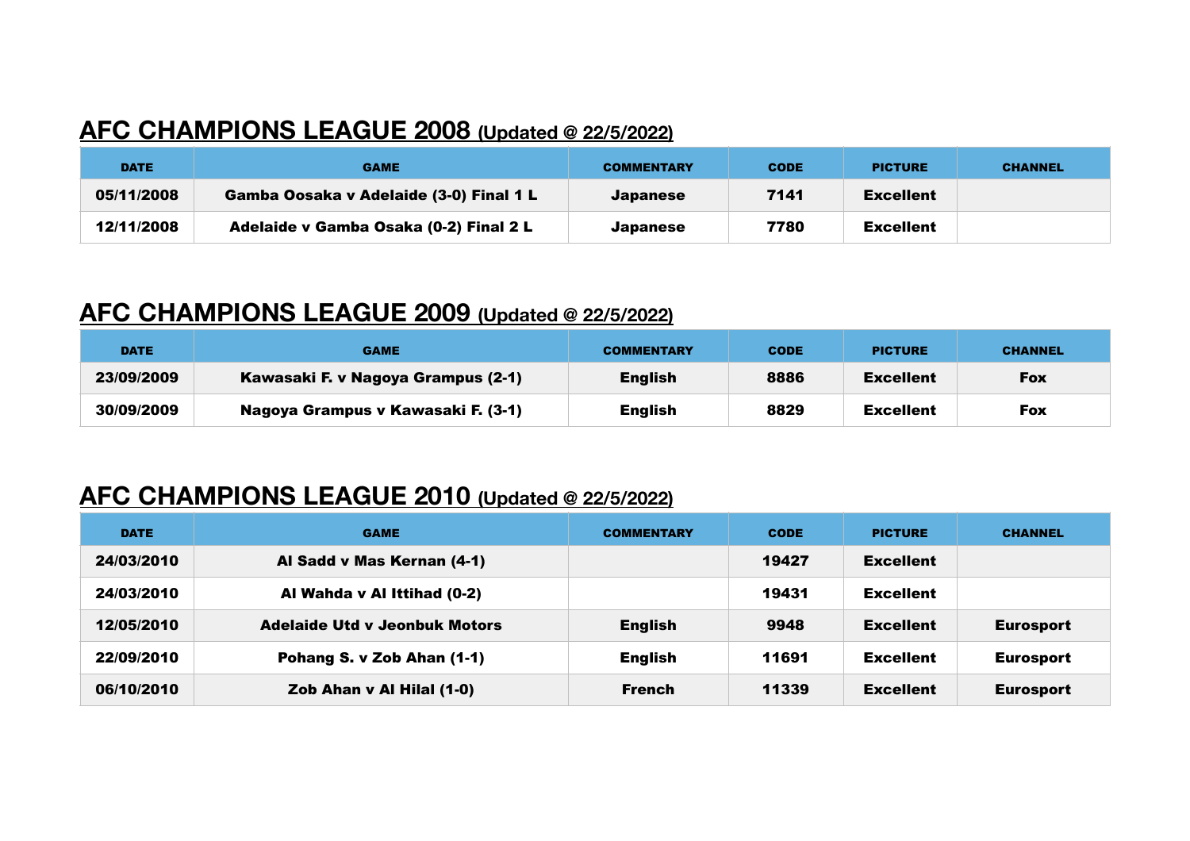## AFC CHAMPIONS LEAGUE 2008 (Updated @ 22/5/2022)

| DATE | GAME | COMMENTARY | CODE | PICTURE | CHANNEL |
|---|---|---|---|---|---|
| 05/11/2008 | Gamba Oosaka v Adelaide (3-0) Final 1 L | Japanese | 7141 | Excellent | |
| 12/11/2008 | Adelaide v Gamba Osaka (0-2) Final 2 L | Japanese | 7780 | Excellent | |

## AFC CHAMPIONS LEAGUE 2009 (Updated @ 22/5/2022)

| DATE | GAME | COMMENTARY | CODE | PICTURE | CHANNEL |
|---|---|---|---|---|---|
| 23/09/2009 | Kawasaki F. v Nagoya Grampus (2-1) | English | 8886 | Excellent | Fox |
| 30/09/2009 | Nagoya Grampus v Kawasaki F. (3-1) | English | 8829 | Excellent | Fox |

## AFC CHAMPIONS LEAGUE 2010 (Updated @ 22/5/2022)

| DATE | GAME | COMMENTARY | CODE | PICTURE | CHANNEL |
|---|---|---|---|---|---|
| 24/03/2010 | Al Sadd v Mas Kernan (4-1) | | 19427 | Excellent | |
| 24/03/2010 | Al Wahda v Al Ittihad (0-2) | | 19431 | Excellent | |
| 12/05/2010 | Adelaide Utd v Jeonbuk Motors | English | 9948 | Excellent | Eurosport |
| 22/09/2010 | Pohang S. v Zob Ahan (1-1) | English | 11691 | Excellent | Eurosport |
| 06/10/2010 | Zob Ahan v Al Hilal (1-0) | French | 11339 | Excellent | Eurosport |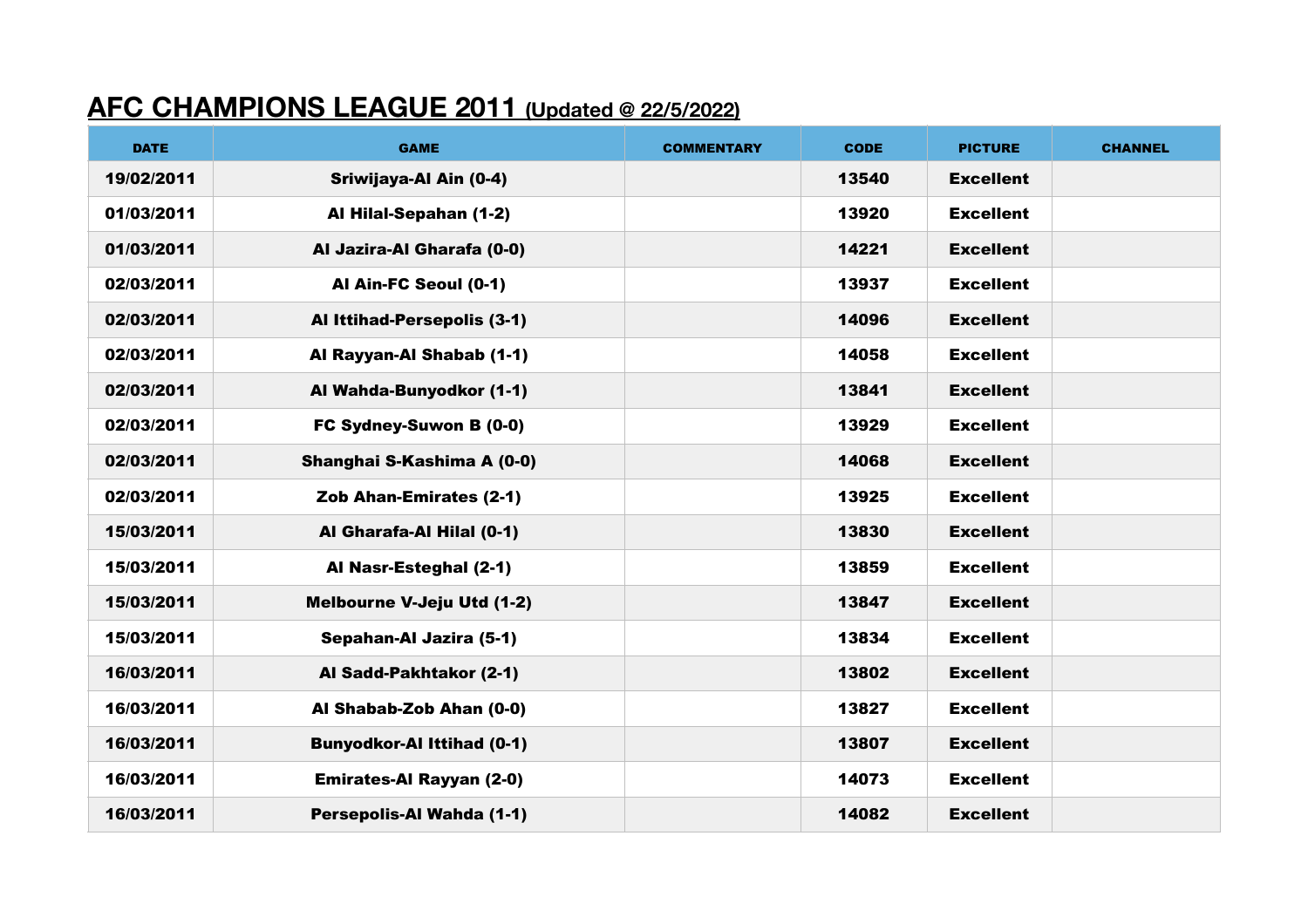## AFC CHAMPIONS LEAGUE 2011 (Updated @ 22/5/2022)

| DATE | GAME | COMMENTARY | CODE | PICTURE | CHANNEL |
|---|---|---|---|---|---|
| 19/02/2011 | Sriwijaya-Al Ain (0-4) | | 13540 | Excellent | |
| 01/03/2011 | Al Hilal-Sepahan (1-2) | | 13920 | Excellent | |
| 01/03/2011 | Al Jazira-Al Gharafa (0-0) | | 14221 | Excellent | |
| 02/03/2011 | Al Ain-FC Seoul (0-1) | | 13937 | Excellent | |
| 02/03/2011 | Al Ittihad-Persepolis (3-1) | | 14096 | Excellent | |
| 02/03/2011 | Al Rayyan-Al Shabab (1-1) | | 14058 | Excellent | |
| 02/03/2011 | Al Wahda-Bunyodkor (1-1) | | 13841 | Excellent | |
| 02/03/2011 | FC Sydney-Suwon B (0-0) | | 13929 | Excellent | |
| 02/03/2011 | Shanghai S-Kashima A (0-0) | | 14068 | Excellent | |
| 02/03/2011 | Zob Ahan-Emirates (2-1) | | 13925 | Excellent | |
| 15/03/2011 | Al Gharafa-Al Hilal (0-1) | | 13830 | Excellent | |
| 15/03/2011 | Al Nasr-Esteghal (2-1) | | 13859 | Excellent | |
| 15/03/2011 | Melbourne V-Jeju Utd (1-2) | | 13847 | Excellent | |
| 15/03/2011 | Sepahan-Al Jazira (5-1) | | 13834 | Excellent | |
| 16/03/2011 | Al Sadd-Pakhtakor (2-1) | | 13802 | Excellent | |
| 16/03/2011 | Al Shabab-Zob Ahan (0-0) | | 13827 | Excellent | |
| 16/03/2011 | Bunyodkor-Al Ittihad (0-1) | | 13807 | Excellent | |
| 16/03/2011 | Emirates-Al Rayyan (2-0) | | 14073 | Excellent | |
| 16/03/2011 | Persepolis-Al Wahda (1-1) | | 14082 | Excellent | |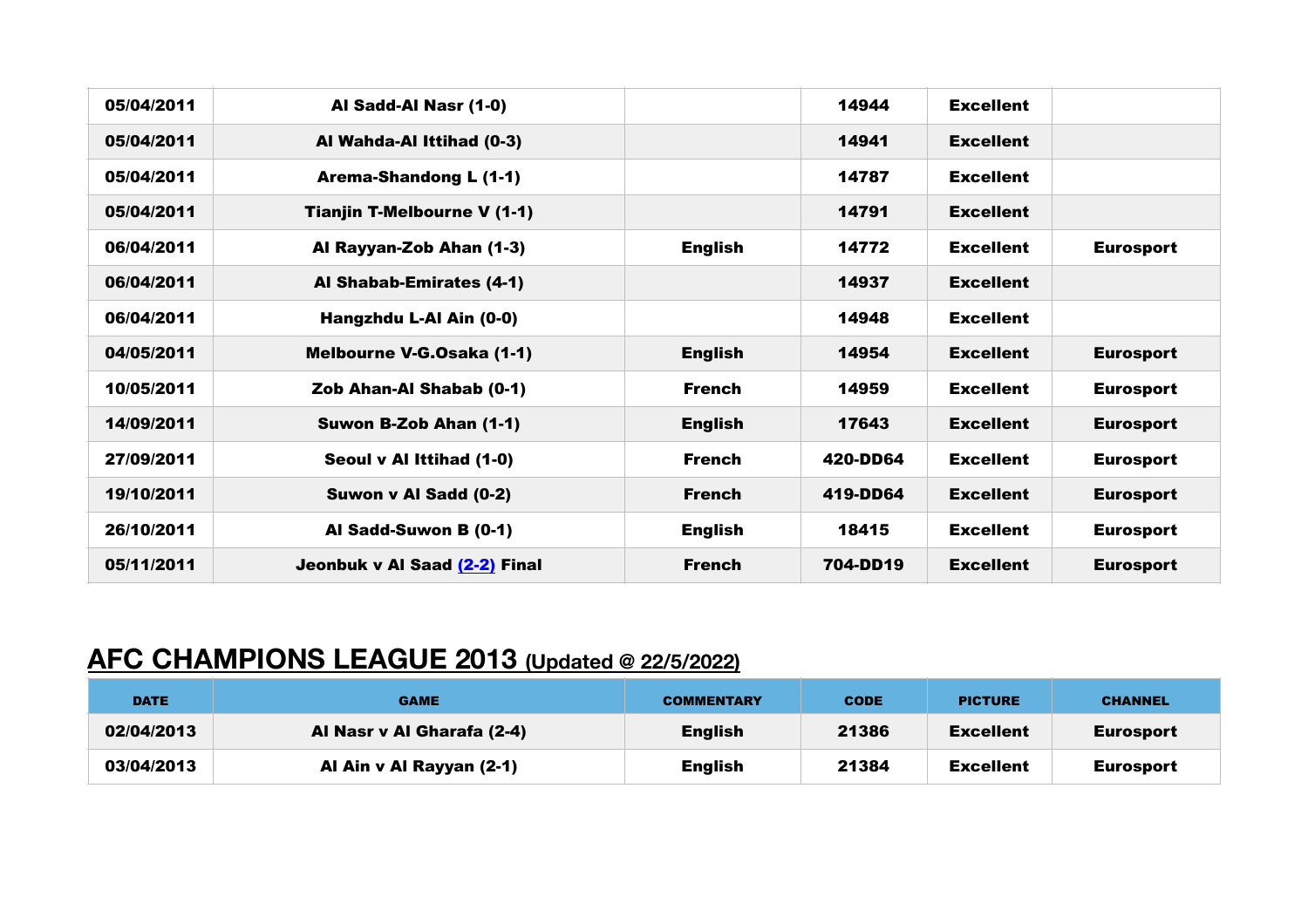| | | | | | |
|---|---|---|---|---|---|
| **05/04/2011** | **Al Sadd-Al Nasr (1-0)** | | **14944** | **Excellent** | |
| **05/04/2011** | **Al Wahda-Al Ittihad (0-3)** | | **14941** | **Excellent** | |
| **05/04/2011** | **Arema-Shandong L (1-1)** | | **14787** | **Excellent** | |
| **05/04/2011** | **Tianjin T-Melbourne V (1-1)** | | **14791** | **Excellent** | |
| **06/04/2011** | **Al Rayyan-Zob Ahan (1-3)** | **English** | **14772** | **Excellent** | **Eurosport** |
| **06/04/2011** | **Al Shabab-Emirates (4-1)** | | **14937** | **Excellent** | |
| **06/04/2011** | **Hangzhdu L-Al Ain (0-0)** | | **14948** | **Excellent** | |
| **04/05/2011** | **Melbourne V-G.Osaka (1-1)** | **English** | **14954** | **Excellent** | **Eurosport** |
| **10/05/2011** | **Zob Ahan-Al Shabab (0-1)** | **French** | **14959** | **Excellent** | **Eurosport** |
| **14/09/2011** | **Suwon B-Zob Ahan (1-1)** | **English** | **17643** | **Excellent** | **Eurosport** |
| **27/09/2011** | **Seoul v Al Ittihad (1-0)** | **French** | **420-DD64** | **Excellent** | **Eurosport** |
| **19/10/2011** | **Suwon v Al Sadd (0-2)** | **French** | **419-DD64** | **Excellent** | **Eurosport** |
| **26/10/2011** | **Al Sadd-Suwon B (0-1)** | **English** | **18415** | **Excellent** | **Eurosport** |
| **05/11/2011** | **Jeonbuk v Al Saad (2-2) Final** | **French** | **704-DD19** | **Excellent** | **Eurosport** |

## AFC CHAMPIONS LEAGUE 2013 (Updated @ 22/5/2022)

| DATE | GAME | COMMENTARY | CODE | PICTURE | CHANNEL |
|---|---|---|---|---|---|
| **02/04/2013** | **Al Nasr v Al Gharafa (2-4)** | **English** | **21386** | **Excellent** | **Eurosport** |
| **03/04/2013** | **Al Ain v Al Rayyan (2-1)** | **English** | **21384** | **Excellent** | **Eurosport** |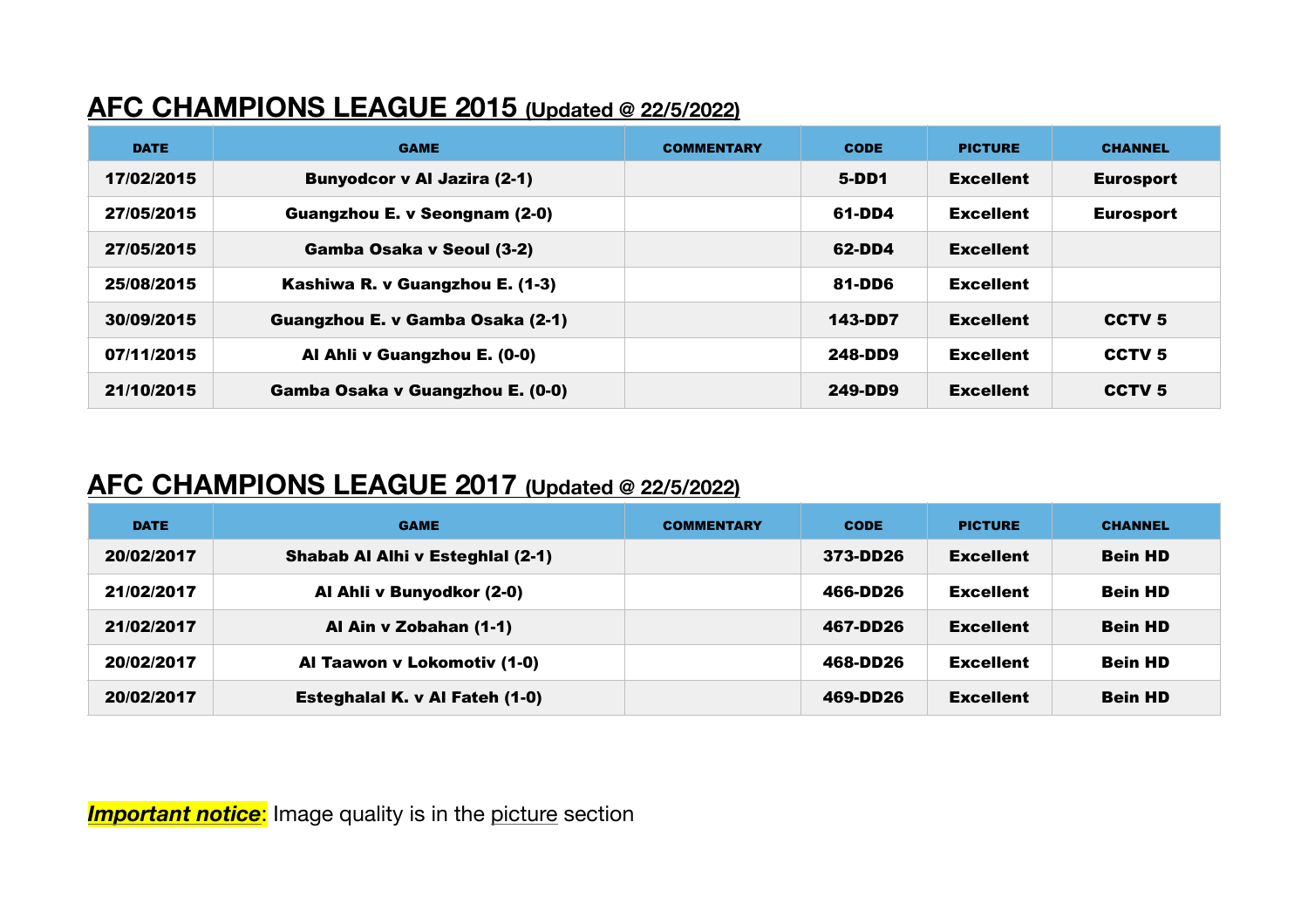## AFC CHAMPIONS LEAGUE 2015 (Updated @ 22/5/2022)

| DATE | GAME | COMMENTARY | CODE | PICTURE | CHANNEL |
|---|---|---|---|---|---|
| 17/02/2015 | Bunyodcor v Al Jazira (2-1) | | 5-DD1 | Excellent | Eurosport |
| 27/05/2015 | Guangzhou E. v Seongnam (2-0) | | 61-DD4 | Excellent | Eurosport |
| 27/05/2015 | Gamba Osaka v Seoul (3-2) | | 62-DD4 | Excellent | |
| 25/08/2015 | Kashiwa R. v Guangzhou E. (1-3) | | 81-DD6 | Excellent | |
| 30/09/2015 | Guangzhou E. v Gamba Osaka (2-1) | | 143-DD7 | Excellent | CCTV 5 |
| 07/11/2015 | Al Ahli v Guangzhou E. (0-0) | | 248-DD9 | Excellent | CCTV 5 |
| 21/10/2015 | Gamba Osaka v Guangzhou E. (0-0) | | 249-DD9 | Excellent | CCTV 5 |

## AFC CHAMPIONS LEAGUE 2017 (Updated @ 22/5/2022)

| DATE | GAME | COMMENTARY | CODE | PICTURE | CHANNEL |
|---|---|---|---|---|---|
| 20/02/2017 | Shabab Al Alhi v Esteghlal (2-1) | | 373-DD26 | Excellent | Bein HD |
| 21/02/2017 | Al Ahli v Bunyodkor (2-0) | | 466-DD26 | Excellent | Bein HD |
| 21/02/2017 | Al Ain v Zobahan (1-1) | | 467-DD26 | Excellent | Bein HD |
| 20/02/2017 | Al Taawon v Lokomotiv (1-0) | | 468-DD26 | Excellent | Bein HD |
| 20/02/2017 | Esteghalal K. v Al Fateh (1-0) | | 469-DD26 | Excellent | Bein HD |

***Important notice***: Image quality is in the picture section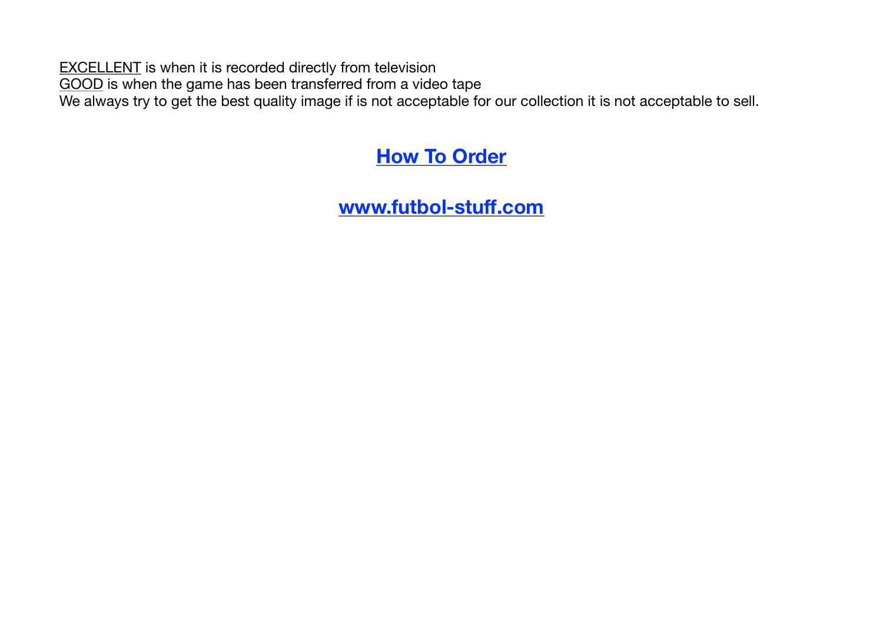EXCELLENT is when it is recorded directly from television
GOOD is when the game has been transferred from a video tape
We always try to get the best quality image if is not acceptable for our collection it is not acceptable to sell.

**How To Order**

**www.futbol-stuff.com**